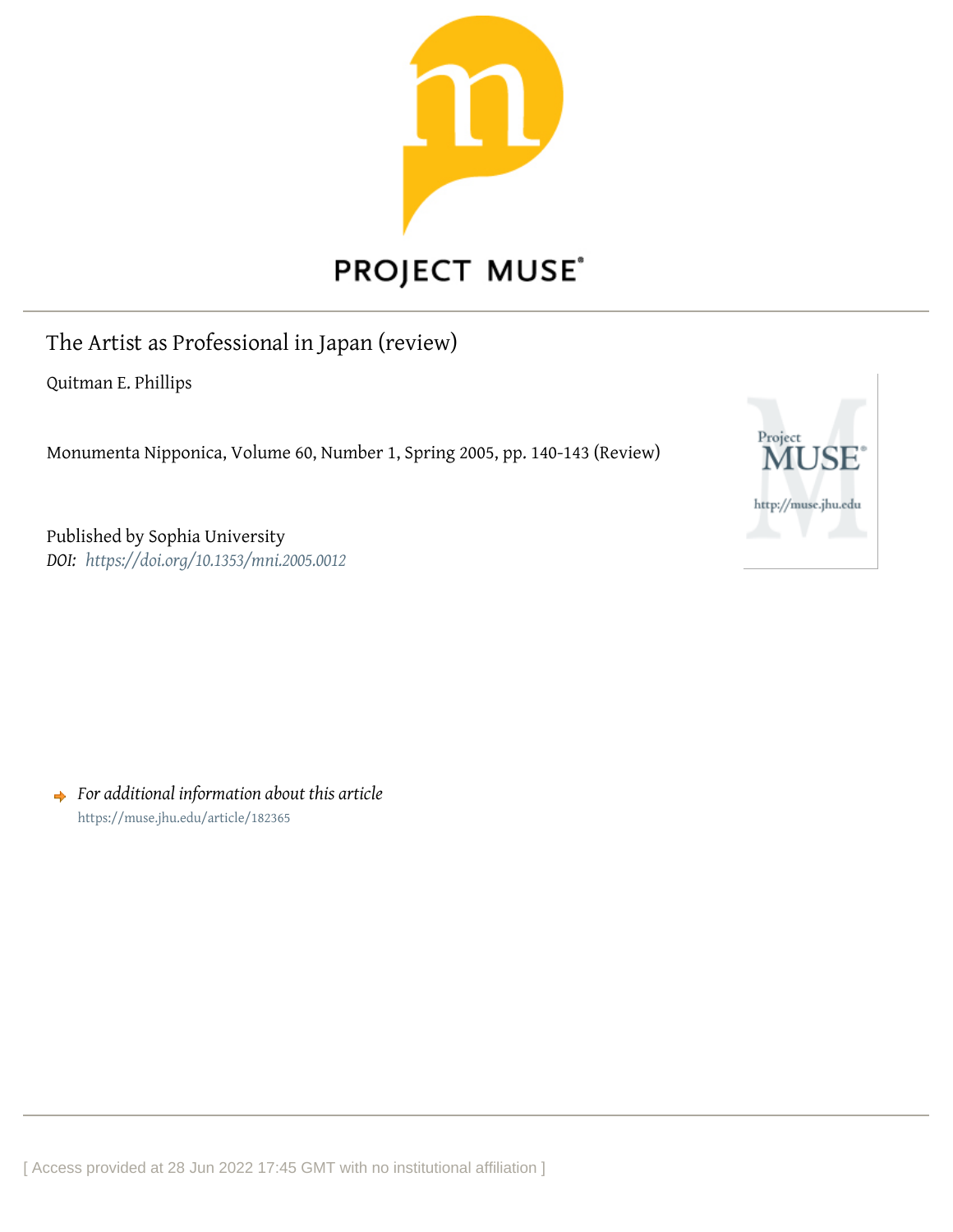PROJECT MUSE®

# The Artist as Professional in Japan (review)

Quitman E. Phillips

Monumenta Nipponica, Volume 60, Number 1, Spring 2005, pp. 140-143 (Review)

Published by Sophia University

*DOI:* *https://doi.org/10.1353/mni.2005.0012*

*For additional information about this article*

https://muse.jhu.edu/article/182365

[ Access provided at 28 Jun 2022 17:45 GMT with no institutional affiliation ]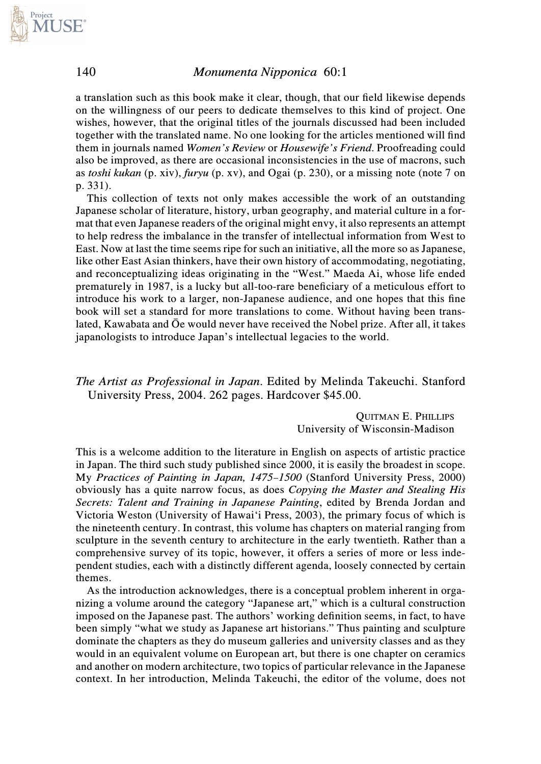a translation such as this book make it clear, though, that our field likewise depends on the willingness of our peers to dedicate themselves to this kind of project. One wishes, however, that the original titles of the journals discussed had been included together with the translated name. No one looking for the articles mentioned will find them in journals named *Women's Review* or *Housewife's Friend*. Proofreading could also be improved, as there are occasional inconsistencies in the use of macrons, such as *toshi kukan* (p. xiv), *furyu* (p. xv), and Ogai (p. 230), or a missing note (note 7 on p. 331).

This collection of texts not only makes accessible the work of an outstanding Japanese scholar of literature, history, urban geography, and material culture in a format that even Japanese readers of the original might envy, it also represents an attempt to help redress the imbalance in the transfer of intellectual information from West to East. Now at last the time seems ripe for such an initiative, all the more so as Japanese, like other East Asian thinkers, have their own history of accommodating, negotiating, and reconceptualizing ideas originating in the "West." Maeda Ai, whose life ended prematurely in 1987, is a lucky but all-too-rare beneficiary of a meticulous effort to introduce his work to a larger, non-Japanese audience, and one hopes that this fine book will set a standard for more translations to come. Without having been translated, Kawabata and Ōe would never have received the Nobel prize. After all, it takes japanologists to introduce Japan's intellectual legacies to the world.

## *The Artist as Professional in Japan*. Edited by Melinda Takeuchi. Stanford University Press, 2004. 262 pages. Hardcover $45.00.

Quitman E. Phillips
University of Wisconsin-Madison

This is a welcome addition to the literature in English on aspects of artistic practice in Japan. The third such study published since 2000, it is easily the broadest in scope. My *Practices of Painting in Japan, 1475–1500* (Stanford University Press, 2000) obviously has a quite narrow focus, as does *Copying the Master and Stealing His Secrets: Talent and Training in Japanese Painting*, edited by Brenda Jordan and Victoria Weston (University of Hawai'i Press, 2003), the primary focus of which is the nineteenth century. In contrast, this volume has chapters on material ranging from sculpture in the seventh century to architecture in the early twentieth. Rather than a comprehensive survey of its topic, however, it offers a series of more or less independent studies, each with a distinctly different agenda, loosely connected by certain themes.

As the introduction acknowledges, there is a conceptual problem inherent in organizing a volume around the category "Japanese art," which is a cultural construction imposed on the Japanese past. The authors' working definition seems, in fact, to have been simply "what we study as Japanese art historians." Thus painting and sculpture dominate the chapters as they do museum galleries and university classes and as they would in an equivalent volume on European art, but there is one chapter on ceramics and another on modern architecture, two topics of particular relevance in the Japanese context. In her introduction, Melinda Takeuchi, the editor of the volume, does not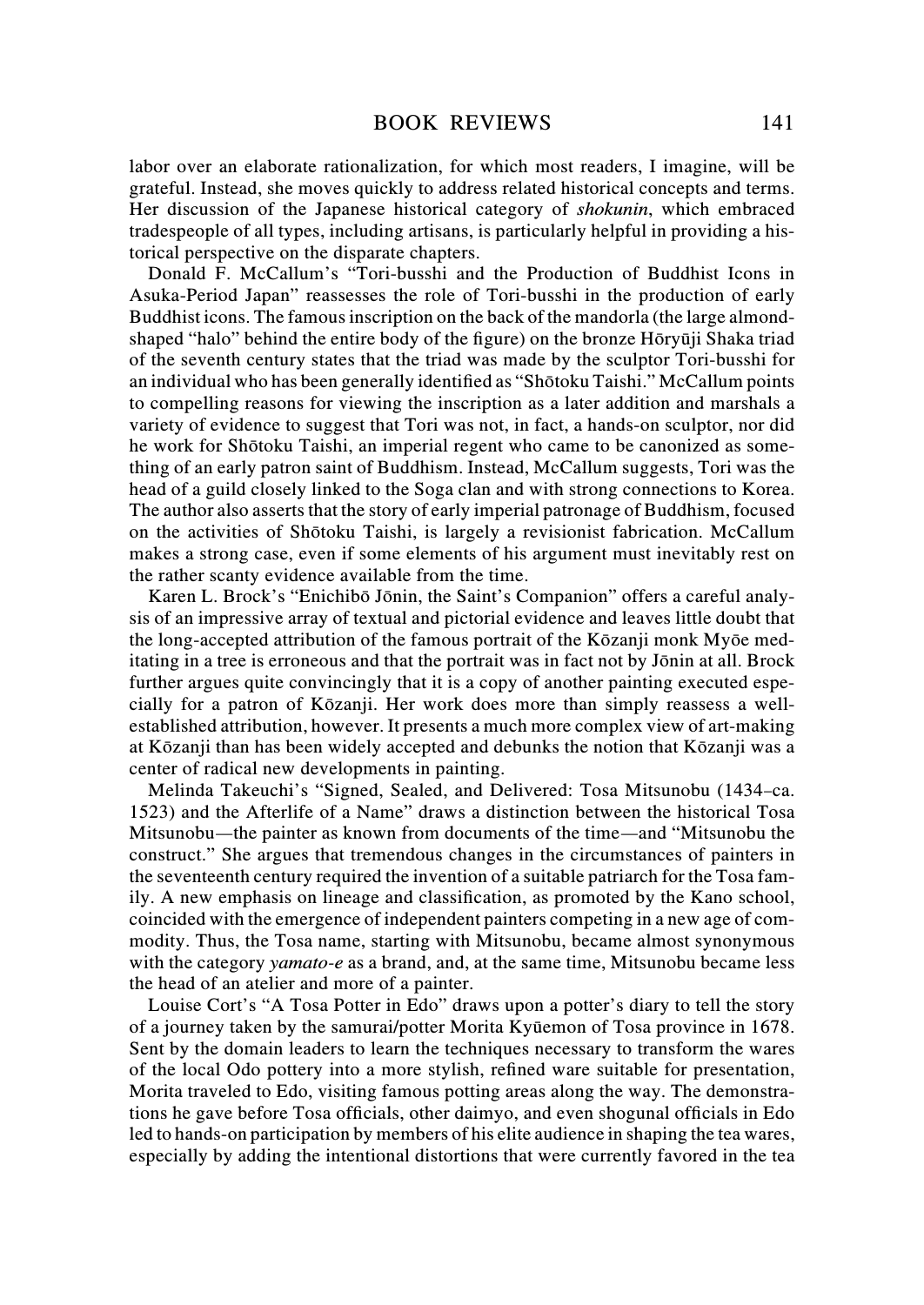labor over an elaborate rationalization, for which most readers, I imagine, will be grateful. Instead, she moves quickly to address related historical concepts and terms. Her discussion of the Japanese historical category of *shokunin*, which embraced tradespeople of all types, including artisans, is particularly helpful in providing a historical perspective on the disparate chapters.

Donald F. McCallum's "Tori-busshi and the Production of Buddhist Icons in Asuka-Period Japan" reassesses the role of Tori-busshi in the production of early Buddhist icons. The famous inscription on the back of the mandorla (the large almond-shaped "halo" behind the entire body of the figure) on the bronze Hōryūji Shaka triad of the seventh century states that the triad was made by the sculptor Tori-busshi for an individual who has been generally identified as "Shōtoku Taishi." McCallum points to compelling reasons for viewing the inscription as a later addition and marshals a variety of evidence to suggest that Tori was not, in fact, a hands-on sculptor, nor did he work for Shōtoku Taishi, an imperial regent who came to be canonized as something of an early patron saint of Buddhism. Instead, McCallum suggests, Tori was the head of a guild closely linked to the Soga clan and with strong connections to Korea. The author also asserts that the story of early imperial patronage of Buddhism, focused on the activities of Shōtoku Taishi, is largely a revisionist fabrication. McCallum makes a strong case, even if some elements of his argument must inevitably rest on the rather scanty evidence available from the time.

Karen L. Brock's "Enichibō Jōnin, the Saint's Companion" offers a careful analysis of an impressive array of textual and pictorial evidence and leaves little doubt that the long-accepted attribution of the famous portrait of the Kōzanji monk Myōe meditating in a tree is erroneous and that the portrait was in fact not by Jōnin at all. Brock further argues quite convincingly that it is a copy of another painting executed especially for a patron of Kōzanji. Her work does more than simply reassess a well-established attribution, however. It presents a much more complex view of art-making at Kōzanji than has been widely accepted and debunks the notion that Kōzanji was a center of radical new developments in painting.

Melinda Takeuchi's "Signed, Sealed, and Delivered: Tosa Mitsunobu (1434–ca. 1523) and the Afterlife of a Name" draws a distinction between the historical Tosa Mitsunobu—the painter as known from documents of the time—and "Mitsunobu the construct." She argues that tremendous changes in the circumstances of painters in the seventeenth century required the invention of a suitable patriarch for the Tosa family. A new emphasis on lineage and classification, as promoted by the Kano school, coincided with the emergence of independent painters competing in a new age of commodity. Thus, the Tosa name, starting with Mitsunobu, became almost synonymous with the category *yamato-e* as a brand, and, at the same time, Mitsunobu became less the head of an atelier and more of a painter.

Louise Cort's "A Tosa Potter in Edo" draws upon a potter's diary to tell the story of a journey taken by the samurai/potter Morita Kyūemon of Tosa province in 1678. Sent by the domain leaders to learn the techniques necessary to transform the wares of the local Odo pottery into a more stylish, refined ware suitable for presentation, Morita traveled to Edo, visiting famous potting areas along the way. The demonstrations he gave before Tosa officials, other daimyo, and even shogunal officials in Edo led to hands-on participation by members of his elite audience in shaping the tea wares, especially by adding the intentional distortions that were currently favored in the tea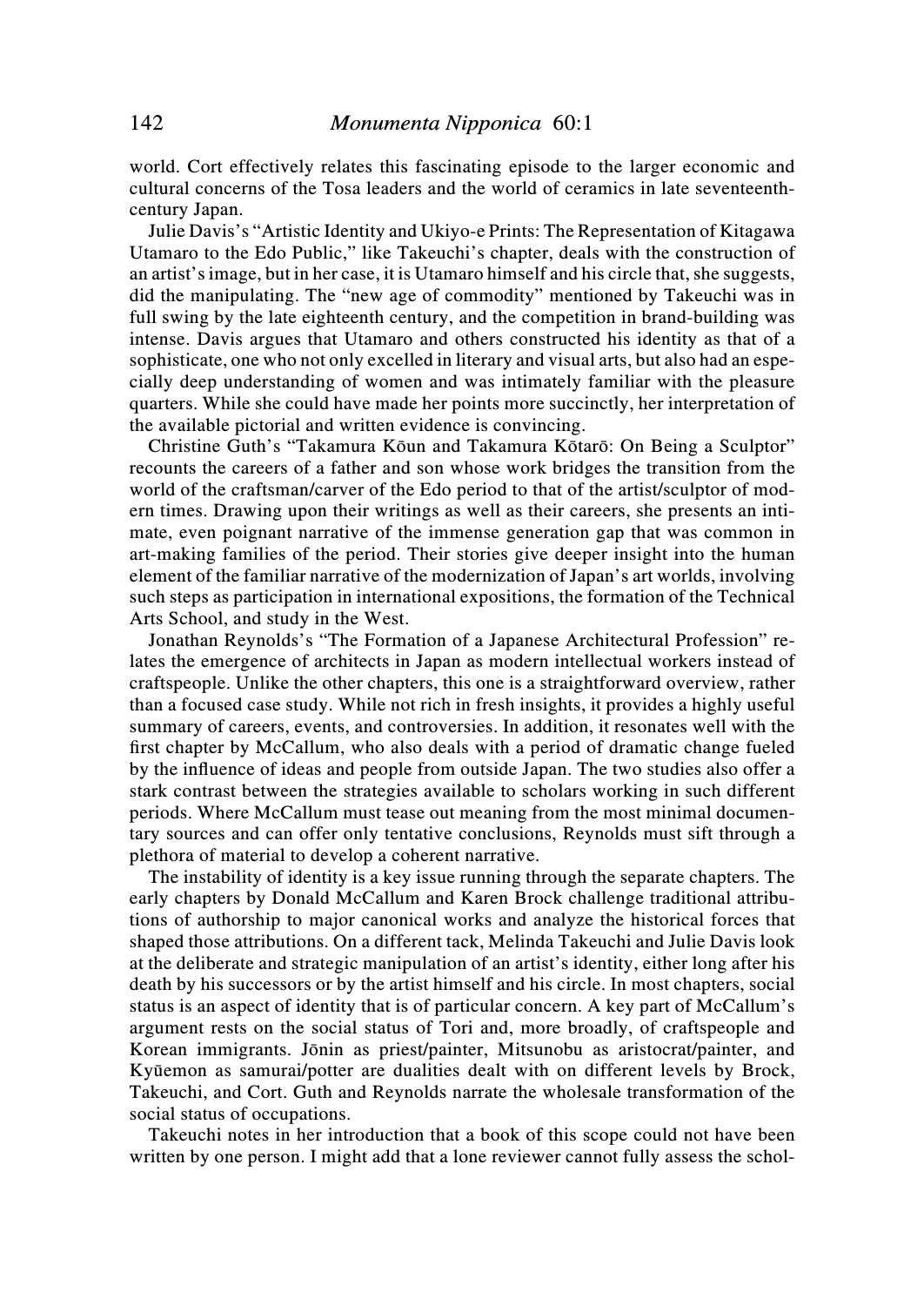world. Cort effectively relates this fascinating episode to the larger economic and cultural concerns of the Tosa leaders and the world of ceramics in late seventeenth-century Japan.

Julie Davis's "Artistic Identity and Ukiyo-e Prints: The Representation of Kitagawa Utamaro to the Edo Public," like Takeuchi's chapter, deals with the construction of an artist's image, but in her case, it is Utamaro himself and his circle that, she suggests, did the manipulating. The "new age of commodity" mentioned by Takeuchi was in full swing by the late eighteenth century, and the competition in brand-building was intense. Davis argues that Utamaro and others constructed his identity as that of a sophisticate, one who not only excelled in literary and visual arts, but also had an especially deep understanding of women and was intimately familiar with the pleasure quarters. While she could have made her points more succinctly, her interpretation of the available pictorial and written evidence is convincing.

Christine Guth's "Takamura Kōun and Takamura Kōtarō: On Being a Sculptor" recounts the careers of a father and son whose work bridges the transition from the world of the craftsman/carver of the Edo period to that of the artist/sculptor of modern times. Drawing upon their writings as well as their careers, she presents an intimate, even poignant narrative of the immense generation gap that was common in art-making families of the period. Their stories give deeper insight into the human element of the familiar narrative of the modernization of Japan's art worlds, involving such steps as participation in international expositions, the formation of the Technical Arts School, and study in the West.

Jonathan Reynolds's "The Formation of a Japanese Architectural Profession" relates the emergence of architects in Japan as modern intellectual workers instead of craftspeople. Unlike the other chapters, this one is a straightforward overview, rather than a focused case study. While not rich in fresh insights, it provides a highly useful summary of careers, events, and controversies. In addition, it resonates well with the first chapter by McCallum, who also deals with a period of dramatic change fueled by the influence of ideas and people from outside Japan. The two studies also offer a stark contrast between the strategies available to scholars working in such different periods. Where McCallum must tease out meaning from the most minimal documentary sources and can offer only tentative conclusions, Reynolds must sift through a plethora of material to develop a coherent narrative.

The instability of identity is a key issue running through the separate chapters. The early chapters by Donald McCallum and Karen Brock challenge traditional attributions of authorship to major canonical works and analyze the historical forces that shaped those attributions. On a different tack, Melinda Takeuchi and Julie Davis look at the deliberate and strategic manipulation of an artist's identity, either long after his death by his successors or by the artist himself and his circle. In most chapters, social status is an aspect of identity that is of particular concern. A key part of McCallum's argument rests on the social status of Tori and, more broadly, of craftspeople and Korean immigrants. Jōnin as priest/painter, Mitsunobu as aristocrat/painter, and Kyūemon as samurai/potter are dualities dealt with on different levels by Brock, Takeuchi, and Cort. Guth and Reynolds narrate the wholesale transformation of the social status of occupations.

Takeuchi notes in her introduction that a book of this scope could not have been written by one person. I might add that a lone reviewer cannot fully assess the schol-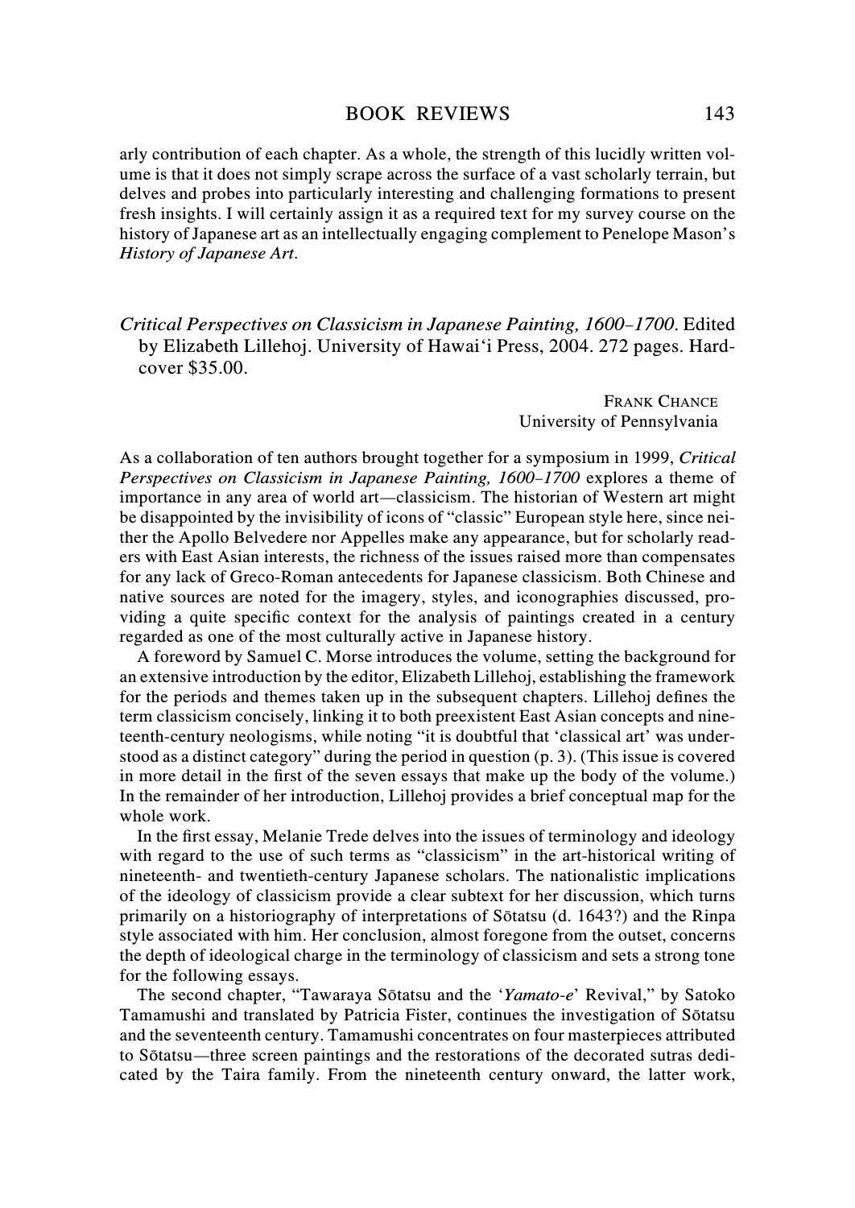arly contribution of each chapter. As a whole, the strength of this lucidly written volume is that it does not simply scrape across the surface of a vast scholarly terrain, but delves and probes into particularly interesting and challenging formations to present fresh insights. I will certainly assign it as a required text for my survey course on the history of Japanese art as an intellectually engaging complement to Penelope Mason's *History of Japanese Art*.

## *Critical Perspectives on Classicism in Japanese Painting, 1600–1700*. Edited by Elizabeth Lillehoj. University of Hawai'i Press, 2004. 272 pages. Hardcover $35.00.

Frank Chance
University of Pennsylvania

As a collaboration of ten authors brought together for a symposium in 1999, *Critical Perspectives on Classicism in Japanese Painting, 1600–1700* explores a theme of importance in any area of world art—classicism. The historian of Western art might be disappointed by the invisibility of icons of "classic" European style here, since neither the Apollo Belvedere nor Appelles make any appearance, but for scholarly readers with East Asian interests, the richness of the issues raised more than compensates for any lack of Greco-Roman antecedents for Japanese classicism. Both Chinese and native sources are noted for the imagery, styles, and iconographies discussed, providing a quite specific context for the analysis of paintings created in a century regarded as one of the most culturally active in Japanese history.

A foreword by Samuel C. Morse introduces the volume, setting the background for an extensive introduction by the editor, Elizabeth Lillehoj, establishing the framework for the periods and themes taken up in the subsequent chapters. Lillehoj defines the term classicism concisely, linking it to both preexistent East Asian concepts and nineteenth-century neologisms, while noting "it is doubtful that 'classical art' was understood as a distinct category" during the period in question (p. 3). (This issue is covered in more detail in the first of the seven essays that make up the body of the volume.) In the remainder of her introduction, Lillehoj provides a brief conceptual map for the whole work.

In the first essay, Melanie Trede delves into the issues of terminology and ideology with regard to the use of such terms as "classicism" in the art-historical writing of nineteenth- and twentieth-century Japanese scholars. The nationalistic implications of the ideology of classicism provide a clear subtext for her discussion, which turns primarily on a historiography of interpretations of Sōtatsu (d. 1643?) and the Rinpa style associated with him. Her conclusion, almost foregone from the outset, concerns the depth of ideological charge in the terminology of classicism and sets a strong tone for the following essays.

The second chapter, "Tawaraya Sōtatsu and the '*Yamato-e*' Revival," by Satoko Tamamushi and translated by Patricia Fister, continues the investigation of Sōtatsu and the seventeenth century. Tamamushi concentrates on four masterpieces attributed to Sōtatsu—three screen paintings and the restorations of the decorated sutras dedicated by the Taira family. From the nineteenth century onward, the latter work,